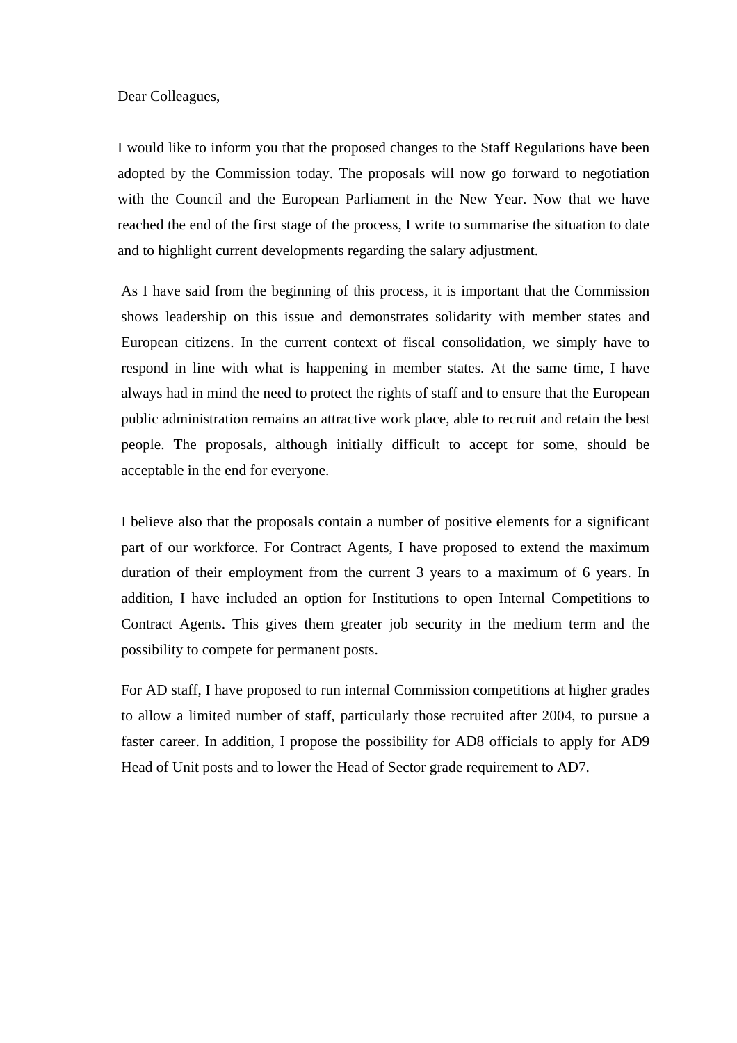Dear Colleagues,

I would like to inform you that the proposed changes to the Staff Regulations have been adopted by the Commission today. The proposals will now go forward to negotiation with the Council and the European Parliament in the New Year. Now that we have reached the end of the first stage of the process, I write to summarise the situation to date and to highlight current developments regarding the salary adjustment.

As I have said from the beginning of this process, it is important that the Commission shows leadership on this issue and demonstrates solidarity with member states and European citizens. In the current context of fiscal consolidation, we simply have to respond in line with what is happening in member states. At the same time, I have always had in mind the need to protect the rights of staff and to ensure that the European public administration remains an attractive work place, able to recruit and retain the best people. The proposals, although initially difficult to accept for some, should be acceptable in the end for everyone.

I believe also that the proposals contain a number of positive elements for a significant part of our workforce. For Contract Agents, I have proposed to extend the maximum duration of their employment from the current 3 years to a maximum of 6 years. In addition, I have included an option for Institutions to open Internal Competitions to Contract Agents. This gives them greater job security in the medium term and the possibility to compete for permanent posts.

For AD staff, I have proposed to run internal Commission competitions at higher grades to allow a limited number of staff, particularly those recruited after 2004, to pursue a faster career. In addition, I propose the possibility for AD8 officials to apply for AD9 Head of Unit posts and to lower the Head of Sector grade requirement to AD7.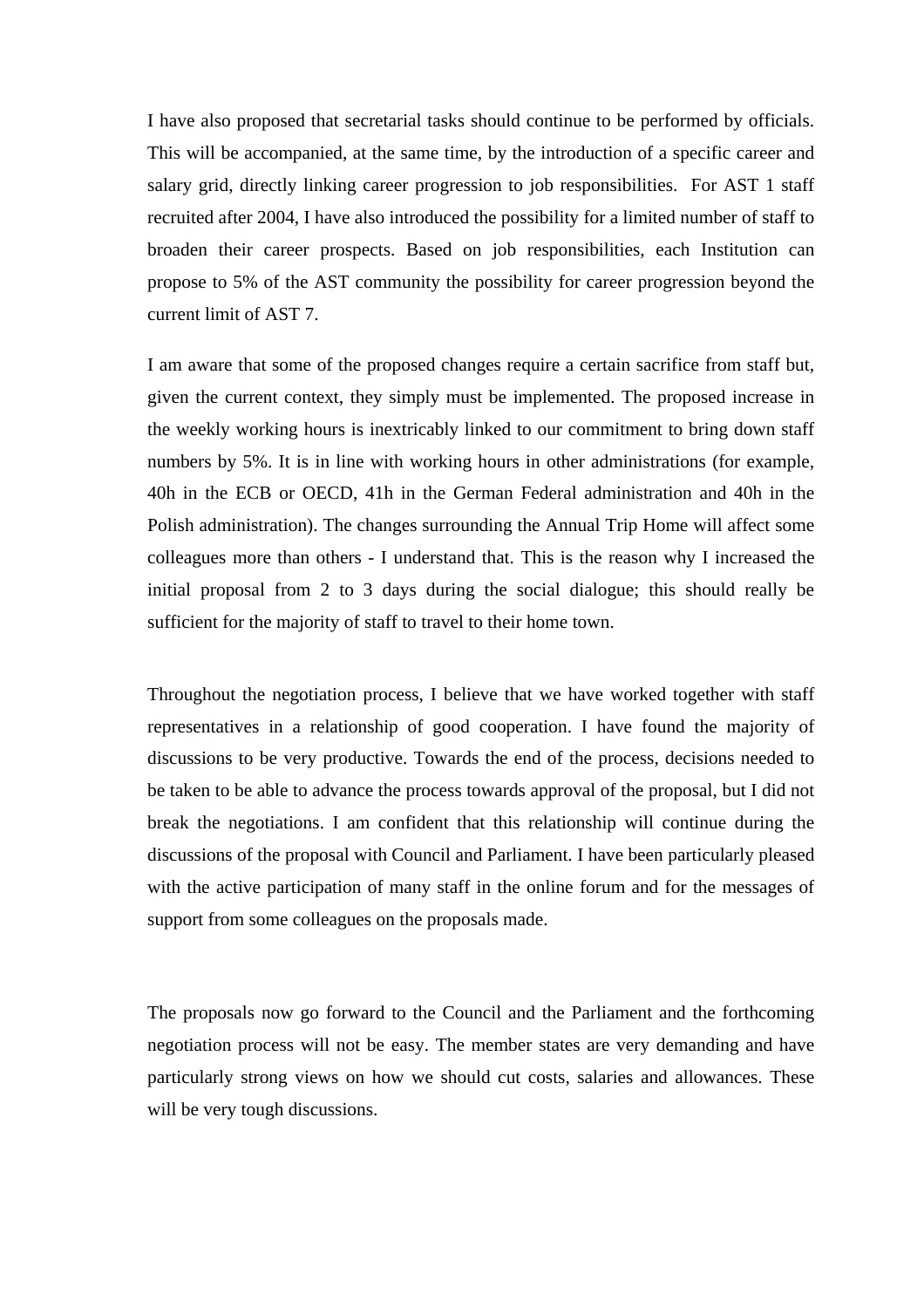I have also proposed that secretarial tasks should continue to be performed by officials. This will be accompanied, at the same time, by the introduction of a specific career and salary grid, directly linking career progression to job responsibilities. For AST 1 staff recruited after 2004, I have also introduced the possibility for a limited number of staff to broaden their career prospects. Based on job responsibilities, each Institution can propose to 5% of the AST community the possibility for career progression beyond the current limit of AST 7.

I am aware that some of the proposed changes require a certain sacrifice from staff but, given the current context, they simply must be implemented. The proposed increase in the weekly working hours is inextricably linked to our commitment to bring down staff numbers by 5%. It is in line with working hours in other administrations (for example, 40h in the ECB or OECD, 41h in the German Federal administration and 40h in the Polish administration). The changes surrounding the Annual Trip Home will affect some colleagues more than others - I understand that. This is the reason why I increased the initial proposal from 2 to 3 days during the social dialogue; this should really be sufficient for the majority of staff to travel to their home town.

Throughout the negotiation process, I believe that we have worked together with staff representatives in a relationship of good cooperation. I have found the majority of discussions to be very productive. Towards the end of the process, decisions needed to be taken to be able to advance the process towards approval of the proposal, but I did not break the negotiations. I am confident that this relationship will continue during the discussions of the proposal with Council and Parliament. I have been particularly pleased with the active participation of many staff in the online forum and for the messages of support from some colleagues on the proposals made.

The proposals now go forward to the Council and the Parliament and the forthcoming negotiation process will not be easy. The member states are very demanding and have particularly strong views on how we should cut costs, salaries and allowances. These will be very tough discussions.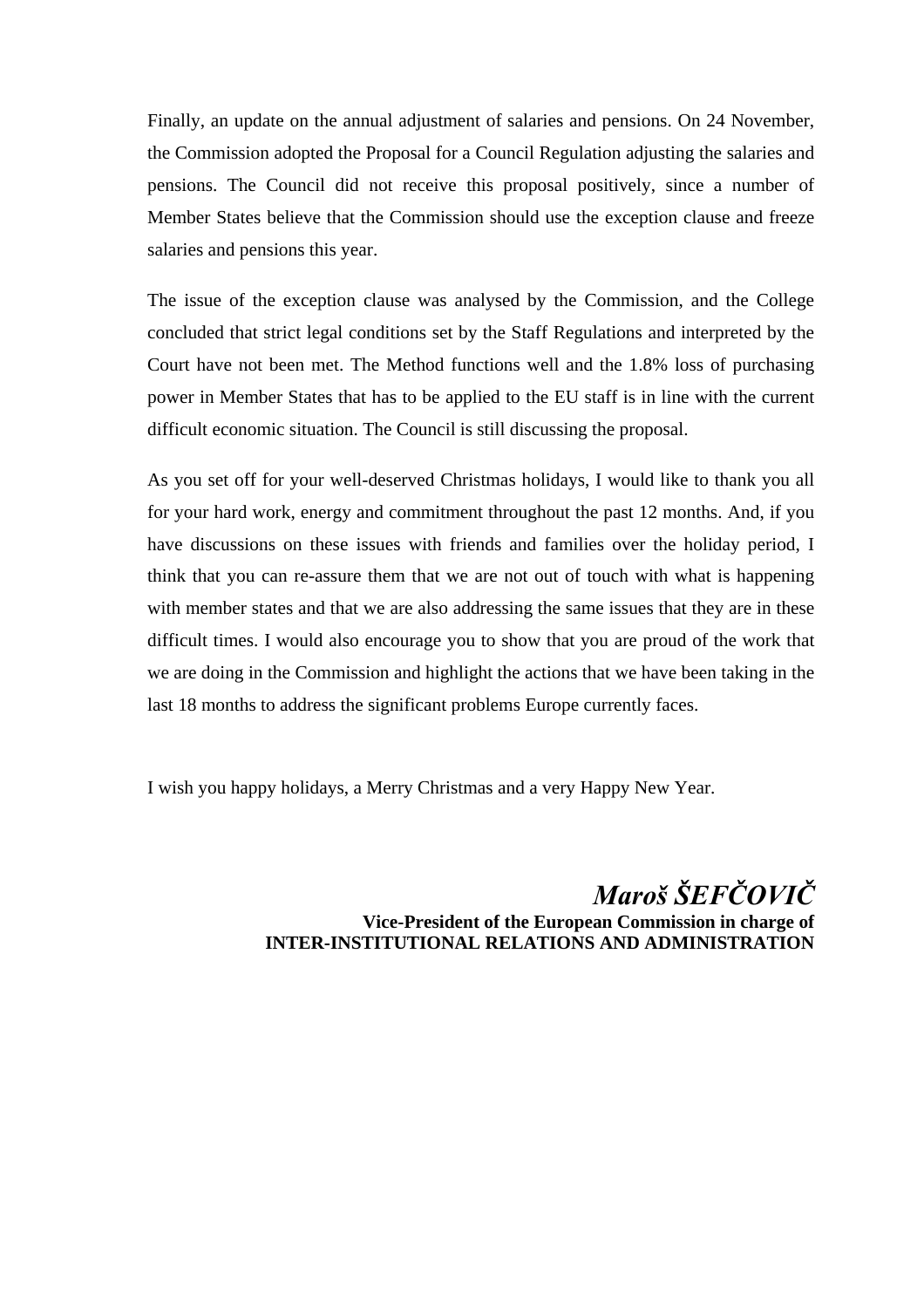Finally, an update on the annual adjustment of salaries and pensions. On 24 November, the Commission adopted the Proposal for a Council Regulation adjusting the salaries and pensions. The Council did not receive this proposal positively, since a number of Member States believe that the Commission should use the exception clause and freeze salaries and pensions this year.

The issue of the exception clause was analysed by the Commission, and the College concluded that strict legal conditions set by the Staff Regulations and interpreted by the Court have not been met. The Method functions well and the 1.8% loss of purchasing power in Member States that has to be applied to the EU staff is in line with the current difficult economic situation. The Council is still discussing the proposal.

As you set off for your well-deserved Christmas holidays, I would like to thank you all for your hard work, energy and commitment throughout the past 12 months. And, if you have discussions on these issues with friends and families over the holiday period, I think that you can re-assure them that we are not out of touch with what is happening with member states and that we are also addressing the same issues that they are in these difficult times. I would also encourage you to show that you are proud of the work that we are doing in the Commission and highlight the actions that we have been taking in the last 18 months to address the significant problems Europe currently faces.

I wish you happy holidays, a Merry Christmas and a very Happy New Year.

***Maroš ŠEFČOVIČ***
**Vice-President of the European Commission in charge of**
**INTER-INSTITUTIONAL RELATIONS AND ADMINISTRATION**